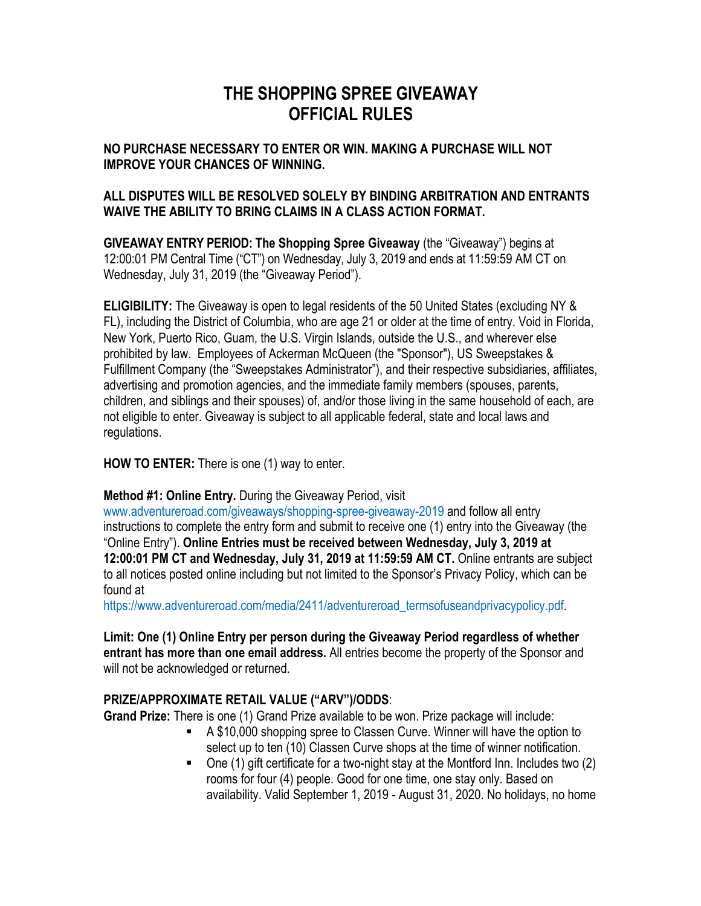# THE SHOPPING SPREE GIVEAWAY
# OFFICIAL RULES

**NO PURCHASE NECESSARY TO ENTER OR WIN. MAKING A PURCHASE WILL NOT IMPROVE YOUR CHANCES OF WINNING.**

**ALL DISPUTES WILL BE RESOLVED SOLELY BY BINDING ARBITRATION AND ENTRANTS WAIVE THE ABILITY TO BRING CLAIMS IN A CLASS ACTION FORMAT.**

**GIVEAWAY ENTRY PERIOD: The Shopping Spree Giveaway** (the "Giveaway") begins at 12:00:01 PM Central Time ("CT") on Wednesday, July 3, 2019 and ends at 11:59:59 AM CT on Wednesday, July 31, 2019 (the "Giveaway Period").

**ELIGIBILITY:** The Giveaway is open to legal residents of the 50 United States (excluding NY & FL), including the District of Columbia, who are age 21 or older at the time of entry. Void in Florida, New York, Puerto Rico, Guam, the U.S. Virgin Islands, outside the U.S., and wherever else prohibited by law. Employees of Ackerman McQueen (the "Sponsor"), US Sweepstakes & Fulfillment Company (the "Sweepstakes Administrator"), and their respective subsidiaries, affiliates, advertising and promotion agencies, and the immediate family members (spouses, parents, children, and siblings and their spouses) of, and/or those living in the same household of each, are not eligible to enter. Giveaway is subject to all applicable federal, state and local laws and regulations.

**HOW TO ENTER:** There is one (1) way to enter.

**Method #1: Online Entry.** During the Giveaway Period, visit www.adventureroad.com/giveaways/shopping-spree-giveaway-2019 and follow all entry instructions to complete the entry form and submit to receive one (1) entry into the Giveaway (the "Online Entry"). **Online Entries must be received between Wednesday, July 3, 2019 at 12:00:01 PM CT and Wednesday, July 31, 2019 at 11:59:59 AM CT.** Online entrants are subject to all notices posted online including but not limited to the Sponsor's Privacy Policy, which can be found at https://www.adventureroad.com/media/2411/adventureroad_termsofuseandprivacypolicy.pdf.

**Limit: One (1) Online Entry per person during the Giveaway Period regardless of whether entrant has more than one email address.** All entries become the property of the Sponsor and will not be acknowledged or returned.

**PRIZE/APPROXIMATE RETAIL VALUE ("ARV")/ODDS**:

**Grand Prize:** There is one (1) Grand Prize available to be won. Prize package will include:

- A $10,000 shopping spree to Classen Curve. Winner will have the option to select up to ten (10) Classen Curve shops at the time of winner notification.
- One (1) gift certificate for a two-night stay at the Montford Inn. Includes two (2) rooms for four (4) people. Good for one time, one stay only. Based on availability. Valid September 1, 2019 - August 31, 2020. No holidays, no home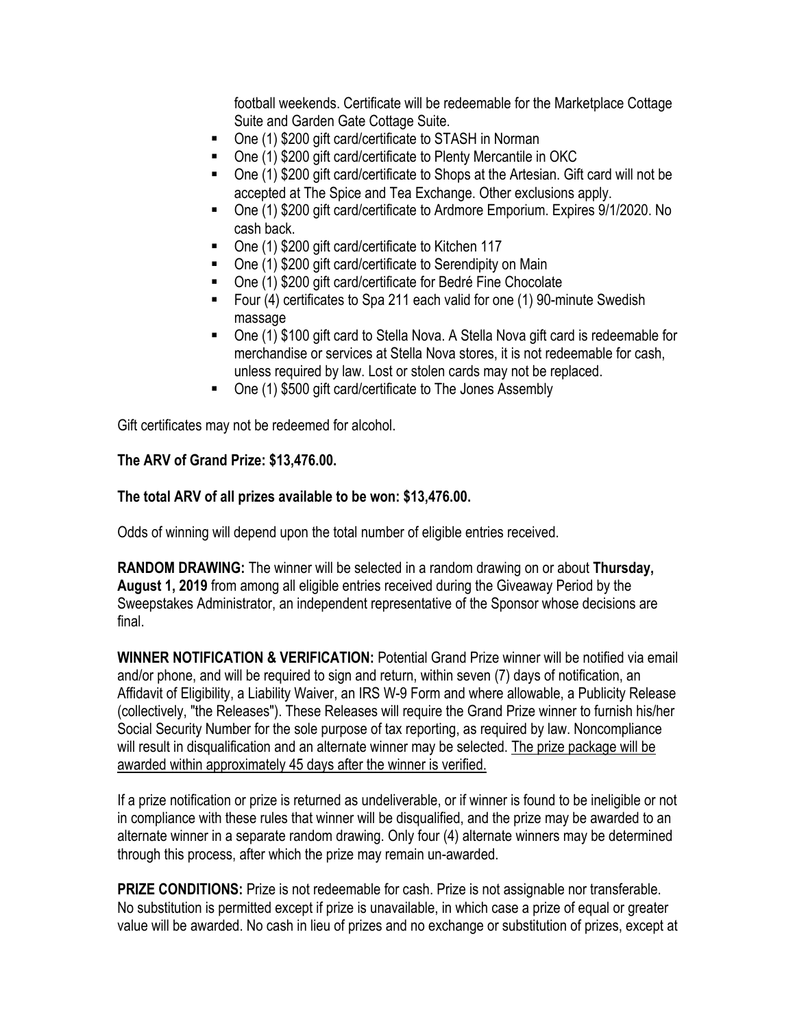football weekends. Certificate will be redeemable for the Marketplace Cottage Suite and Garden Gate Cottage Suite.

- One (1) $200 gift card/certificate to STASH in Norman
- One (1) $200 gift card/certificate to Plenty Mercantile in OKC
- One (1) $200 gift card/certificate to Shops at the Artesian. Gift card will not be accepted at The Spice and Tea Exchange. Other exclusions apply.
- One (1) $200 gift card/certificate to Ardmore Emporium. Expires 9/1/2020. No cash back.
- One (1) $200 gift card/certificate to Kitchen 117
- One (1) $200 gift card/certificate to Serendipity on Main
- One (1) $200 gift card/certificate for Bedré Fine Chocolate
- Four (4) certificates to Spa 211 each valid for one (1) 90-minute Swedish massage
- One (1) $100 gift card to Stella Nova. A Stella Nova gift card is redeemable for merchandise or services at Stella Nova stores, it is not redeemable for cash, unless required by law. Lost or stolen cards may not be replaced.
- One (1) $500 gift card/certificate to The Jones Assembly

Gift certificates may not be redeemed for alcohol.

**The ARV of Grand Prize: $13,476.00.**

**The total ARV of all prizes available to be won: $13,476.00.**

Odds of winning will depend upon the total number of eligible entries received.

**RANDOM DRAWING:** The winner will be selected in a random drawing on or about **Thursday, August 1, 2019** from among all eligible entries received during the Giveaway Period by the Sweepstakes Administrator, an independent representative of the Sponsor whose decisions are final.

**WINNER NOTIFICATION & VERIFICATION:** Potential Grand Prize winner will be notified via email and/or phone, and will be required to sign and return, within seven (7) days of notification, an Affidavit of Eligibility, a Liability Waiver, an IRS W-9 Form and where allowable, a Publicity Release (collectively, "the Releases"). These Releases will require the Grand Prize winner to furnish his/her Social Security Number for the sole purpose of tax reporting, as required by law. Noncompliance will result in disqualification and an alternate winner may be selected. The prize package will be awarded within approximately 45 days after the winner is verified.

If a prize notification or prize is returned as undeliverable, or if winner is found to be ineligible or not in compliance with these rules that winner will be disqualified, and the prize may be awarded to an alternate winner in a separate random drawing. Only four (4) alternate winners may be determined through this process, after which the prize may remain un-awarded.

**PRIZE CONDITIONS:** Prize is not redeemable for cash. Prize is not assignable nor transferable. No substitution is permitted except if prize is unavailable, in which case a prize of equal or greater value will be awarded. No cash in lieu of prizes and no exchange or substitution of prizes, except at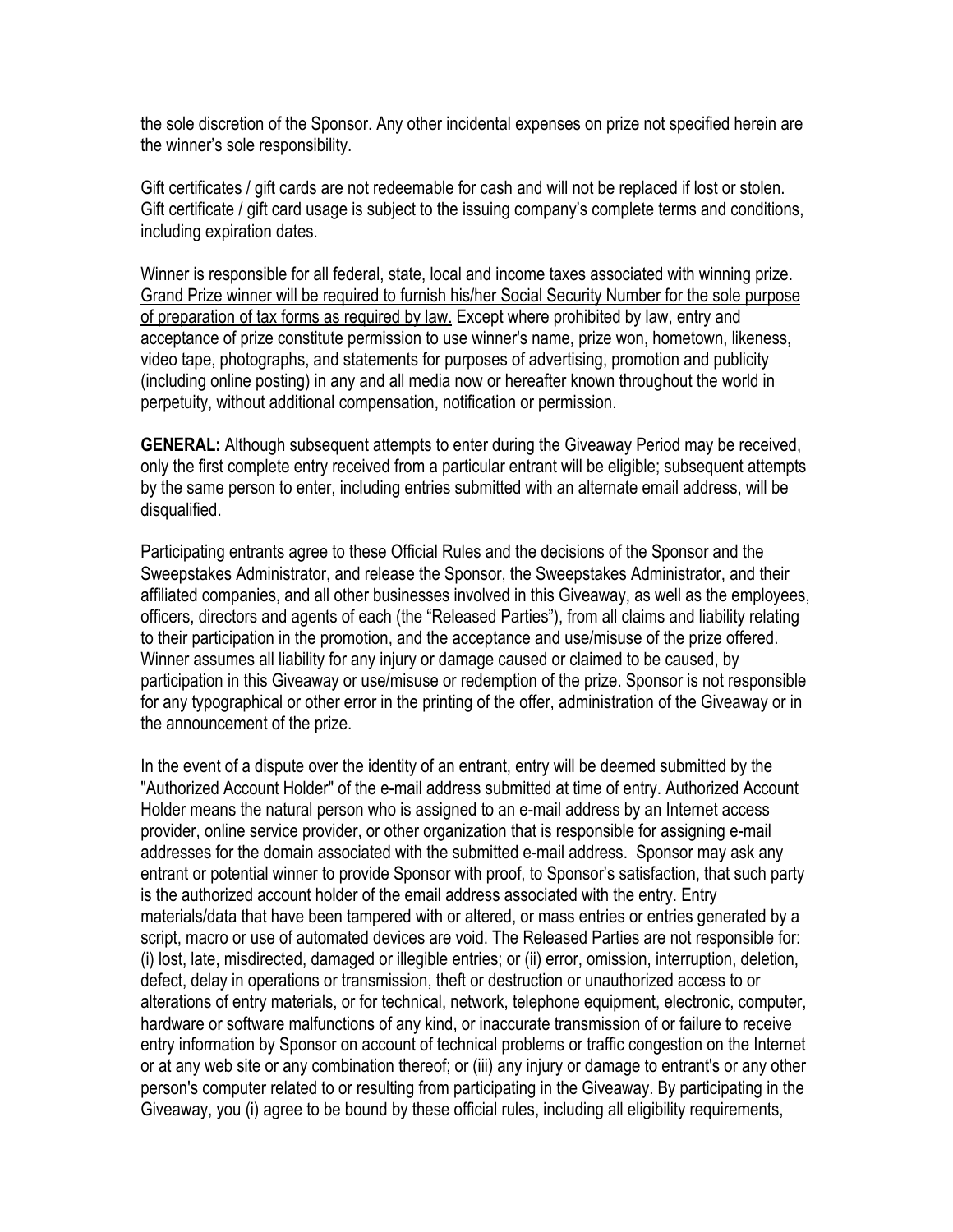the sole discretion of the Sponsor. Any other incidental expenses on prize not specified herein are the winner's sole responsibility.

Gift certificates / gift cards are not redeemable for cash and will not be replaced if lost or stolen. Gift certificate / gift card usage is subject to the issuing company's complete terms and conditions, including expiration dates.

<u>Winner is responsible for all federal, state, local and income taxes associated with winning prize. Grand Prize winner will be required to furnish his/her Social Security Number for the sole purpose of preparation of tax forms as required by law.</u> Except where prohibited by law, entry and acceptance of prize constitute permission to use winner's name, prize won, hometown, likeness, video tape, photographs, and statements for purposes of advertising, promotion and publicity (including online posting) in any and all media now or hereafter known throughout the world in perpetuity, without additional compensation, notification or permission.

**GENERAL:** Although subsequent attempts to enter during the Giveaway Period may be received, only the first complete entry received from a particular entrant will be eligible; subsequent attempts by the same person to enter, including entries submitted with an alternate email address, will be disqualified.

Participating entrants agree to these Official Rules and the decisions of the Sponsor and the Sweepstakes Administrator, and release the Sponsor, the Sweepstakes Administrator, and their affiliated companies, and all other businesses involved in this Giveaway, as well as the employees, officers, directors and agents of each (the "Released Parties"), from all claims and liability relating to their participation in the promotion, and the acceptance and use/misuse of the prize offered. Winner assumes all liability for any injury or damage caused or claimed to be caused, by participation in this Giveaway or use/misuse or redemption of the prize. Sponsor is not responsible for any typographical or other error in the printing of the offer, administration of the Giveaway or in the announcement of the prize.

In the event of a dispute over the identity of an entrant, entry will be deemed submitted by the "Authorized Account Holder" of the e-mail address submitted at time of entry. Authorized Account Holder means the natural person who is assigned to an e-mail address by an Internet access provider, online service provider, or other organization that is responsible for assigning e-mail addresses for the domain associated with the submitted e-mail address. Sponsor may ask any entrant or potential winner to provide Sponsor with proof, to Sponsor's satisfaction, that such party is the authorized account holder of the email address associated with the entry. Entry materials/data that have been tampered with or altered, or mass entries or entries generated by a script, macro or use of automated devices are void. The Released Parties are not responsible for: (i) lost, late, misdirected, damaged or illegible entries; or (ii) error, omission, interruption, deletion, defect, delay in operations or transmission, theft or destruction or unauthorized access to or alterations of entry materials, or for technical, network, telephone equipment, electronic, computer, hardware or software malfunctions of any kind, or inaccurate transmission of or failure to receive entry information by Sponsor on account of technical problems or traffic congestion on the Internet or at any web site or any combination thereof; or (iii) any injury or damage to entrant's or any other person's computer related to or resulting from participating in the Giveaway. By participating in the Giveaway, you (i) agree to be bound by these official rules, including all eligibility requirements,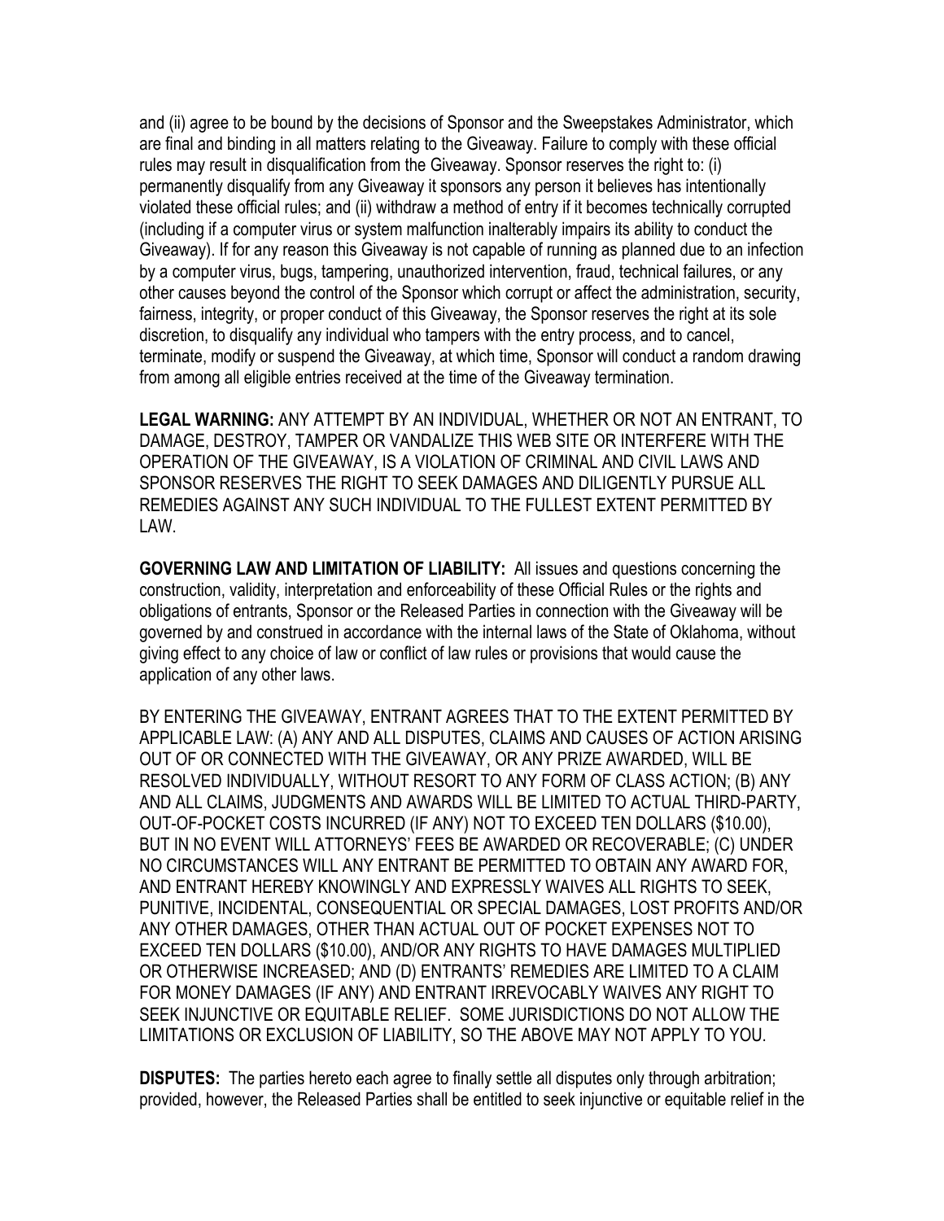and (ii) agree to be bound by the decisions of Sponsor and the Sweepstakes Administrator, which are final and binding in all matters relating to the Giveaway. Failure to comply with these official rules may result in disqualification from the Giveaway. Sponsor reserves the right to: (i) permanently disqualify from any Giveaway it sponsors any person it believes has intentionally violated these official rules; and (ii) withdraw a method of entry if it becomes technically corrupted (including if a computer virus or system malfunction inalterably impairs its ability to conduct the Giveaway). If for any reason this Giveaway is not capable of running as planned due to an infection by a computer virus, bugs, tampering, unauthorized intervention, fraud, technical failures, or any other causes beyond the control of the Sponsor which corrupt or affect the administration, security, fairness, integrity, or proper conduct of this Giveaway, the Sponsor reserves the right at its sole discretion, to disqualify any individual who tampers with the entry process, and to cancel, terminate, modify or suspend the Giveaway, at which time, Sponsor will conduct a random drawing from among all eligible entries received at the time of the Giveaway termination.

**LEGAL WARNING:** ANY ATTEMPT BY AN INDIVIDUAL, WHETHER OR NOT AN ENTRANT, TO DAMAGE, DESTROY, TAMPER OR VANDALIZE THIS WEB SITE OR INTERFERE WITH THE OPERATION OF THE GIVEAWAY, IS A VIOLATION OF CRIMINAL AND CIVIL LAWS AND SPONSOR RESERVES THE RIGHT TO SEEK DAMAGES AND DILIGENTLY PURSUE ALL REMEDIES AGAINST ANY SUCH INDIVIDUAL TO THE FULLEST EXTENT PERMITTED BY LAW.

**GOVERNING LAW AND LIMITATION OF LIABILITY:** All issues and questions concerning the construction, validity, interpretation and enforceability of these Official Rules or the rights and obligations of entrants, Sponsor or the Released Parties in connection with the Giveaway will be governed by and construed in accordance with the internal laws of the State of Oklahoma, without giving effect to any choice of law or conflict of law rules or provisions that would cause the application of any other laws.

BY ENTERING THE GIVEAWAY, ENTRANT AGREES THAT TO THE EXTENT PERMITTED BY APPLICABLE LAW: (A) ANY AND ALL DISPUTES, CLAIMS AND CAUSES OF ACTION ARISING OUT OF OR CONNECTED WITH THE GIVEAWAY, OR ANY PRIZE AWARDED, WILL BE RESOLVED INDIVIDUALLY, WITHOUT RESORT TO ANY FORM OF CLASS ACTION; (B) ANY AND ALL CLAIMS, JUDGMENTS AND AWARDS WILL BE LIMITED TO ACTUAL THIRD-PARTY, OUT-OF-POCKET COSTS INCURRED (IF ANY) NOT TO EXCEED TEN DOLLARS ($10.00), BUT IN NO EVENT WILL ATTORNEYS' FEES BE AWARDED OR RECOVERABLE; (C) UNDER NO CIRCUMSTANCES WILL ANY ENTRANT BE PERMITTED TO OBTAIN ANY AWARD FOR, AND ENTRANT HEREBY KNOWINGLY AND EXPRESSLY WAIVES ALL RIGHTS TO SEEK, PUNITIVE, INCIDENTAL, CONSEQUENTIAL OR SPECIAL DAMAGES, LOST PROFITS AND/OR ANY OTHER DAMAGES, OTHER THAN ACTUAL OUT OF POCKET EXPENSES NOT TO EXCEED TEN DOLLARS ($10.00), AND/OR ANY RIGHTS TO HAVE DAMAGES MULTIPLIED OR OTHERWISE INCREASED; AND (D) ENTRANTS' REMEDIES ARE LIMITED TO A CLAIM FOR MONEY DAMAGES (IF ANY) AND ENTRANT IRREVOCABLY WAIVES ANY RIGHT TO SEEK INJUNCTIVE OR EQUITABLE RELIEF. SOME JURISDICTIONS DO NOT ALLOW THE LIMITATIONS OR EXCLUSION OF LIABILITY, SO THE ABOVE MAY NOT APPLY TO YOU.

**DISPUTES:** The parties hereto each agree to finally settle all disputes only through arbitration; provided, however, the Released Parties shall be entitled to seek injunctive or equitable relief in the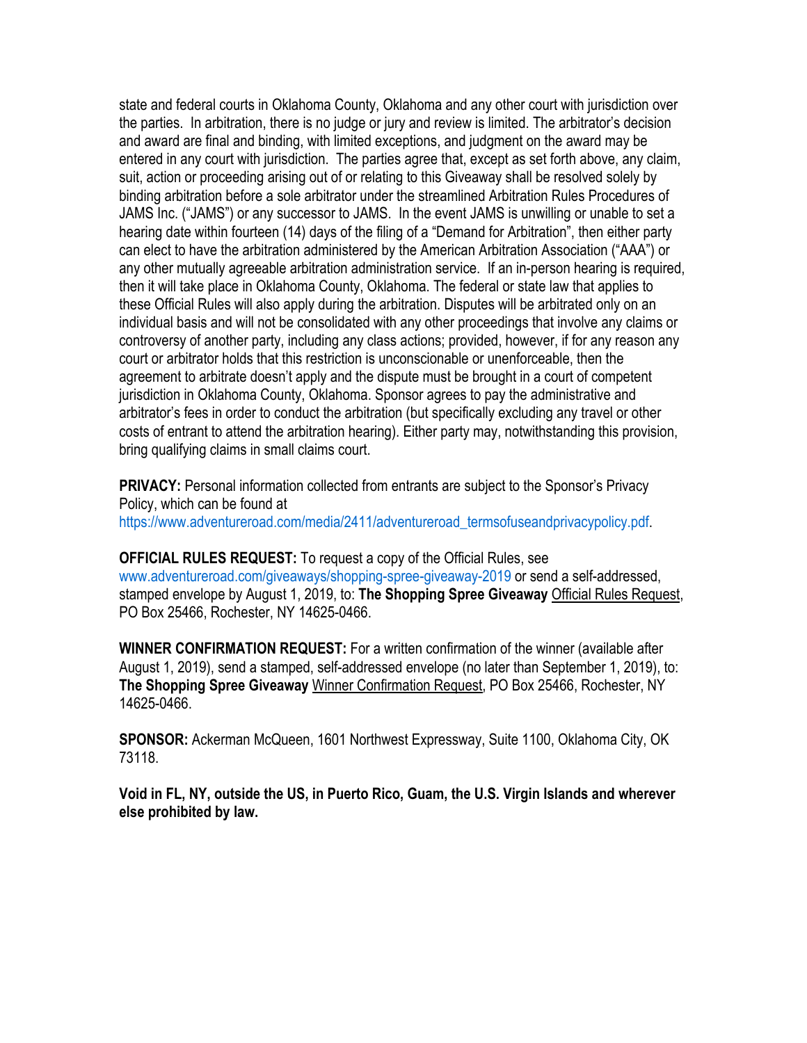state and federal courts in Oklahoma County, Oklahoma and any other court with jurisdiction over the parties. In arbitration, there is no judge or jury and review is limited. The arbitrator's decision and award are final and binding, with limited exceptions, and judgment on the award may be entered in any court with jurisdiction. The parties agree that, except as set forth above, any claim, suit, action or proceeding arising out of or relating to this Giveaway shall be resolved solely by binding arbitration before a sole arbitrator under the streamlined Arbitration Rules Procedures of JAMS Inc. ("JAMS") or any successor to JAMS. In the event JAMS is unwilling or unable to set a hearing date within fourteen (14) days of the filing of a "Demand for Arbitration", then either party can elect to have the arbitration administered by the American Arbitration Association ("AAA") or any other mutually agreeable arbitration administration service. If an in-person hearing is required, then it will take place in Oklahoma County, Oklahoma. The federal or state law that applies to these Official Rules will also apply during the arbitration. Disputes will be arbitrated only on an individual basis and will not be consolidated with any other proceedings that involve any claims or controversy of another party, including any class actions; provided, however, if for any reason any court or arbitrator holds that this restriction is unconscionable or unenforceable, then the agreement to arbitrate doesn't apply and the dispute must be brought in a court of competent jurisdiction in Oklahoma County, Oklahoma. Sponsor agrees to pay the administrative and arbitrator's fees in order to conduct the arbitration (but specifically excluding any travel or other costs of entrant to attend the arbitration hearing). Either party may, notwithstanding this provision, bring qualifying claims in small claims court.

**PRIVACY:** Personal information collected from entrants are subject to the Sponsor's Privacy Policy, which can be found at https://www.adventureroad.com/media/2411/adventureroad_termsofuseandprivacypolicy.pdf.

**OFFICIAL RULES REQUEST:** To request a copy of the Official Rules, see www.adventureroad.com/giveaways/shopping-spree-giveaway-2019 or send a self-addressed, stamped envelope by August 1, 2019, to: **The Shopping Spree Giveaway** Official Rules Request, PO Box 25466, Rochester, NY 14625-0466.

**WINNER CONFIRMATION REQUEST:** For a written confirmation of the winner (available after August 1, 2019), send a stamped, self-addressed envelope (no later than September 1, 2019), to: **The Shopping Spree Giveaway** Winner Confirmation Request, PO Box 25466, Rochester, NY 14625-0466.

**SPONSOR:** Ackerman McQueen, 1601 Northwest Expressway, Suite 1100, Oklahoma City, OK 73118.

**Void in FL, NY, outside the US, in Puerto Rico, Guam, the U.S. Virgin Islands and wherever else prohibited by law.**